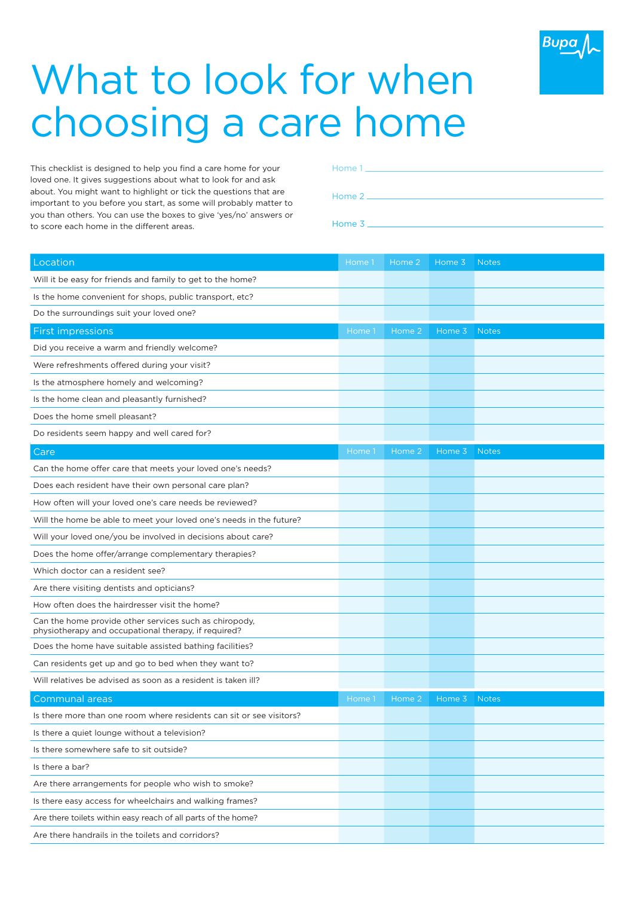# What to look for when choosing a care home

This checklist is designed to help you find a care home for your loved one. It gives suggestions about what to look for and ask about. You might want to highlight or tick the questions that are important to you before you start, as some will probably matter to you than others. You can use the boxes to give 'yes/no' answers or to score each home in the different areas.

Home 1 ______________________________

Home 2 ______________________________

Home 3 ______________________________

| Location | Home 1 | Home 2 | Home 3 | Notes |
|---|---|---|---|---|
| Will it be easy for friends and family to get to the home? | | | | |
| Is the home convenient for shops, public transport, etc? | | | | |
| Do the surroundings suit your loved one? | | | | |

| First impressions | Home 1 | Home 2 | Home 3 | Notes |
|---|---|---|---|---|
| Did you receive a warm and friendly welcome? | | | | |
| Were refreshments offered during your visit? | | | | |
| Is the atmosphere homely and welcoming? | | | | |
| Is the home clean and pleasantly furnished? | | | | |
| Does the home smell pleasant? | | | | |
| Do residents seem happy and well cared for? | | | | |

| Care | Home 1 | Home 2 | Home 3 | Notes |
|---|---|---|---|---|
| Can the home offer care that meets your loved one's needs? | | | | |
| Does each resident have their own personal care plan? | | | | |
| How often will your loved one's care needs be reviewed? | | | | |
| Will the home be able to meet your loved one's needs in the future? | | | | |
| Will your loved one/you be involved in decisions about care? | | | | |
| Does the home offer/arrange complementary therapies? | | | | |
| Which doctor can a resident see? | | | | |
| Are there visiting dentists and opticians? | | | | |
| How often does the hairdresser visit the home? | | | | |
| Can the home provide other services such as chiropody, physiotherapy and occupational therapy, if required? | | | | |
| Does the home have suitable assisted bathing facilities? | | | | |
| Can residents get up and go to bed when they want to? | | | | |
| Will relatives be advised as soon as a resident is taken ill? | | | | |

| Communal areas | Home 1 | Home 2 | Home 3 | Notes |
|---|---|---|---|---|
| Is there more than one room where residents can sit or see visitors? | | | | |
| Is there a quiet lounge without a television? | | | | |
| Is there somewhere safe to sit outside? | | | | |
| Is there a bar? | | | | |
| Are there arrangements for people who wish to smoke? | | | | |
| Is there easy access for wheelchairs and walking frames? | | | | |
| Are there toilets within easy reach of all parts of the home? | | | | |
| Are there handrails in the toilets and corridors? | | | | |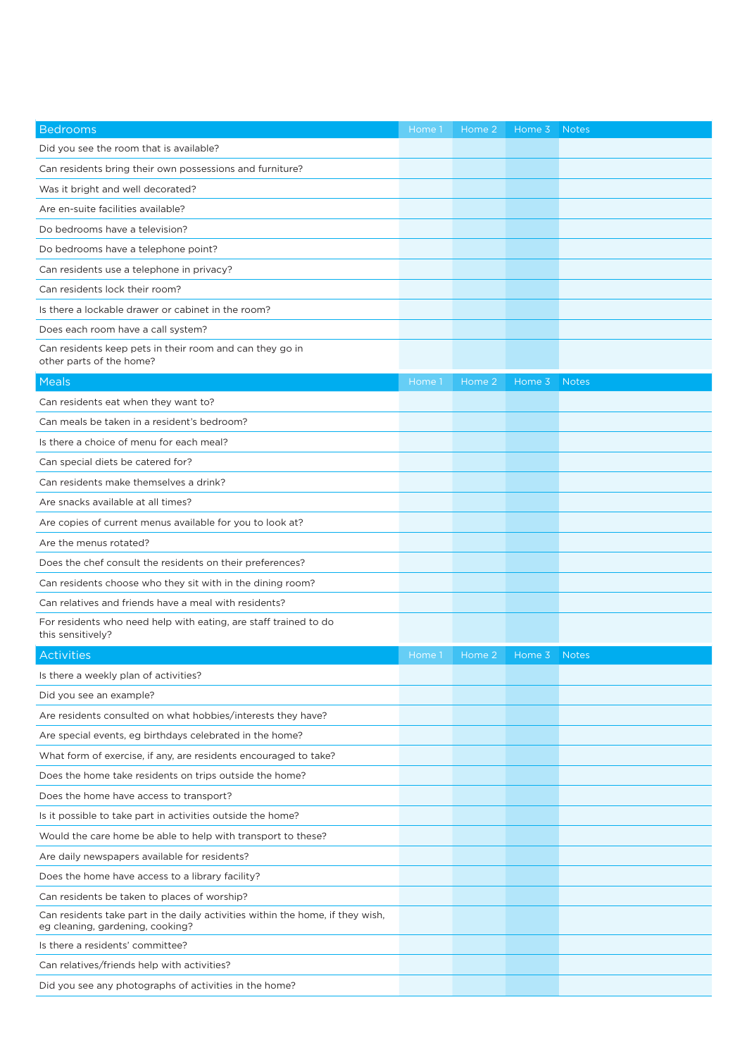| Bedrooms | Home 1 | Home 2 | Home 3 | Notes |
|---|---|---|---|---|
| Did you see the room that is available? | | | | |
| Can residents bring their own possessions and furniture? | | | | |
| Was it bright and well decorated? | | | | |
| Are en-suite facilities available? | | | | |
| Do bedrooms have a television? | | | | |
| Do bedrooms have a telephone point? | | | | |
| Can residents use a telephone in privacy? | | | | |
| Can residents lock their room? | | | | |
| Is there a lockable drawer or cabinet in the room? | | | | |
| Does each room have a call system? | | | | |
| Can residents keep pets in their room and can they go in other parts of the home? | | | | |

| Meals | Home 1 | Home 2 | Home 3 | Notes |
|---|---|---|---|---|
| Can residents eat when they want to? | | | | |
| Can meals be taken in a resident's bedroom? | | | | |
| Is there a choice of menu for each meal? | | | | |
| Can special diets be catered for? | | | | |
| Can residents make themselves a drink? | | | | |
| Are snacks available at all times? | | | | |
| Are copies of current menus available for you to look at? | | | | |
| Are the menus rotated? | | | | |
| Does the chef consult the residents on their preferences? | | | | |
| Can residents choose who they sit with in the dining room? | | | | |
| Can relatives and friends have a meal with residents? | | | | |
| For residents who need help with eating, are staff trained to do this sensitively? | | | | |

| Activities | Home 1 | Home 2 | Home 3 | Notes |
|---|---|---|---|---|
| Is there a weekly plan of activities? | | | | |
| Did you see an example? | | | | |
| Are residents consulted on what hobbies/interests they have? | | | | |
| Are special events, eg birthdays celebrated in the home? | | | | |
| What form of exercise, if any, are residents encouraged to take? | | | | |
| Does the home take residents on trips outside the home? | | | | |
| Does the home have access to transport? | | | | |
| Is it possible to take part in activities outside the home? | | | | |
| Would the care home be able to help with transport to these? | | | | |
| Are daily newspapers available for residents? | | | | |
| Does the home have access to a library facility? | | | | |
| Can residents be taken to places of worship? | | | | |
| Can residents take part in the daily activities within the home, if they wish, eg cleaning, gardening, cooking? | | | | |
| Is there a residents' committee? | | | | |
| Can relatives/friends help with activities? | | | | |
| Did you see any photographs of activities in the home? | | | | |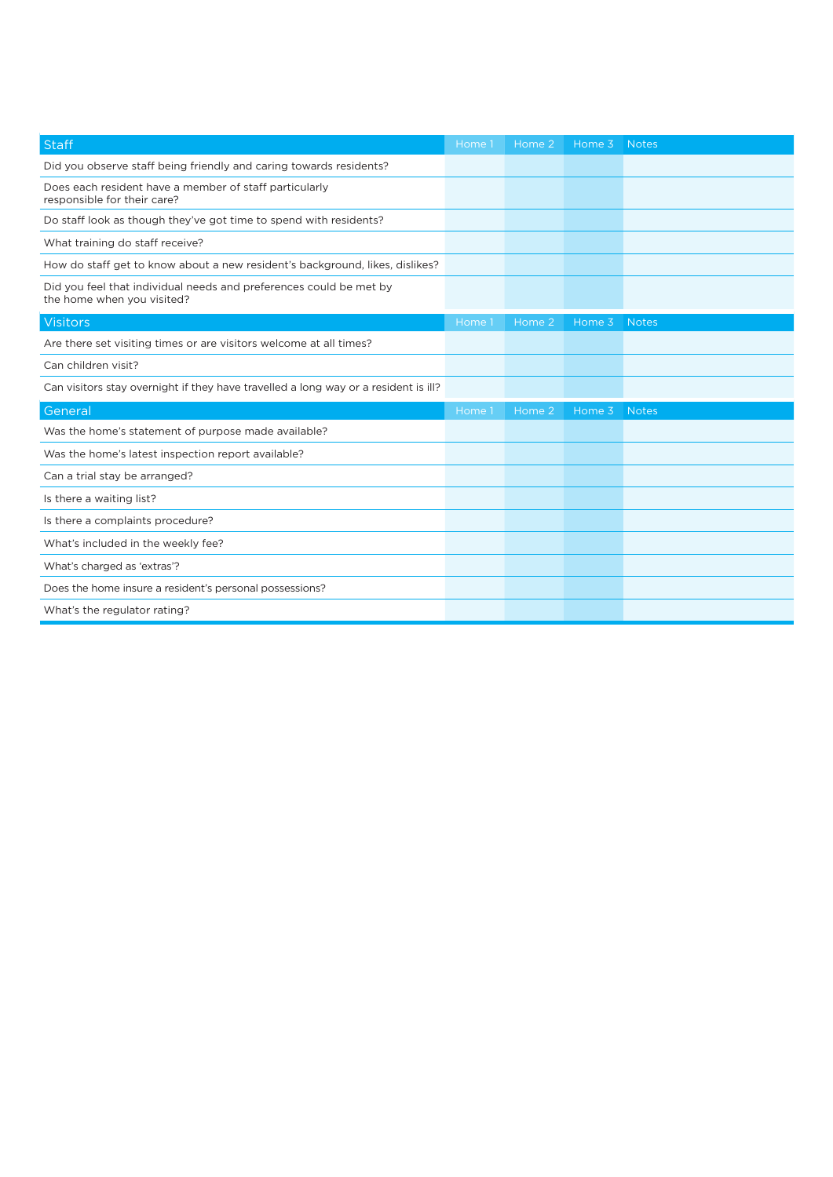| Staff | Home 1 | Home 2 | Home 3 | Notes |
|---|---|---|---|---|
| Did you observe staff being friendly and caring towards residents? | | | | |
| Does each resident have a member of staff particularly responsible for their care? | | | | |
| Do staff look as though they've got time to spend with residents? | | | | |
| What training do staff receive? | | | | |
| How do staff get to know about a new resident's background, likes, dislikes? | | | | |
| Did you feel that individual needs and preferences could be met by the home when you visited? | | | | |

| Visitors | Home 1 | Home 2 | Home 3 | Notes |
|---|---|---|---|---|
| Are there set visiting times or are visitors welcome at all times? | | | | |
| Can children visit? | | | | |
| Can visitors stay overnight if they have travelled a long way or a resident is ill? | | | | |

| General | Home 1 | Home 2 | Home 3 | Notes |
|---|---|---|---|---|
| Was the home's statement of purpose made available? | | | | |
| Was the home's latest inspection report available? | | | | |
| Can a trial stay be arranged? | | | | |
| Is there a waiting list? | | | | |
| Is there a complaints procedure? | | | | |
| What's included in the weekly fee? | | | | |
| What's charged as 'extras'? | | | | |
| Does the home insure a resident's personal possessions? | | | | |
| What's the regulator rating? | | | | |